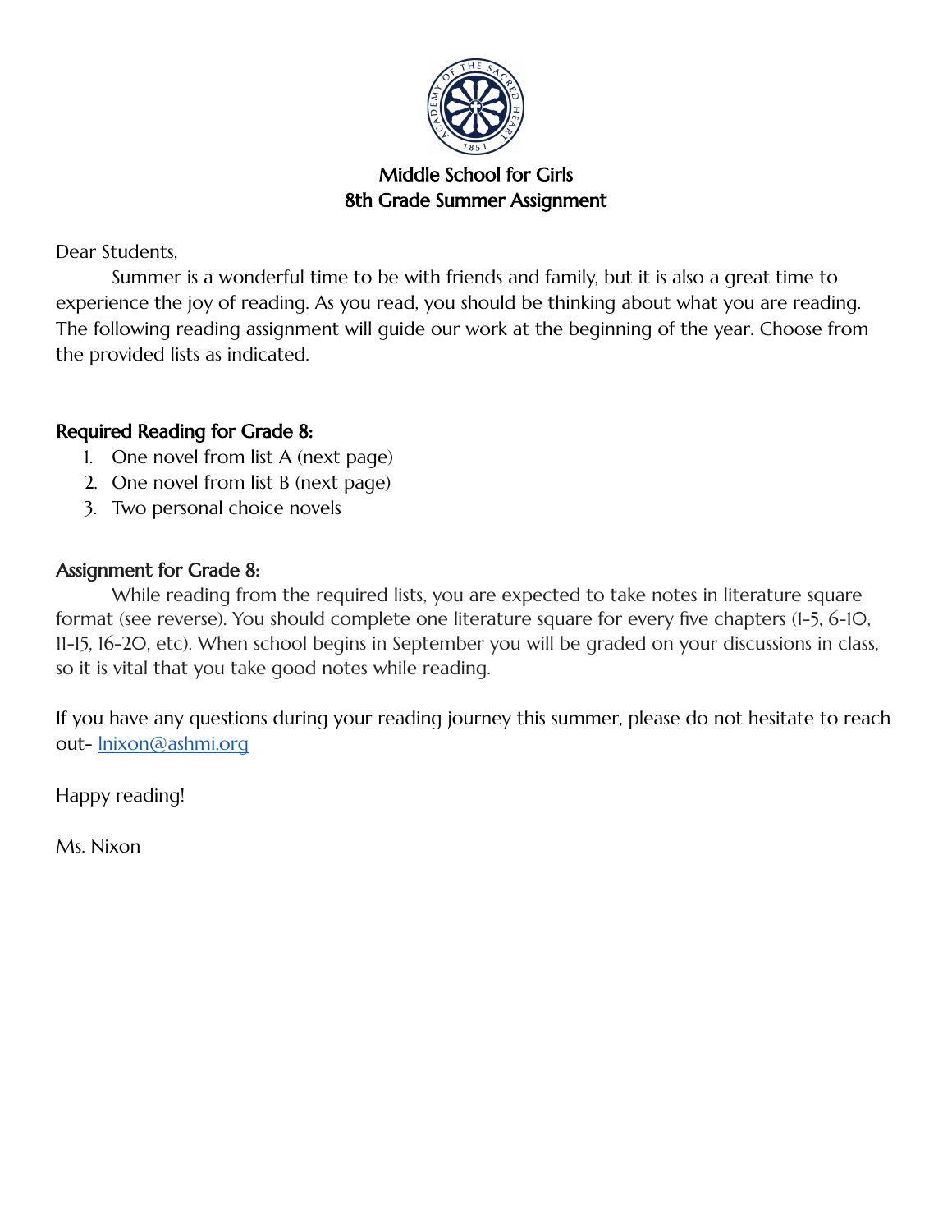# Middle School for Girls
## 8th Grade Summer Assignment

Dear Students,

Summer is a wonderful time to be with friends and family, but it is also a great time to experience the joy of reading. As you read, you should be thinking about what you are reading. The following reading assignment will guide our work at the beginning of the year. Choose from the provided lists as indicated.

### Required Reading for Grade 8:

1. One novel from list A (next page)
2. One novel from list B (next page)
3. Two personal choice novels

### Assignment for Grade 8:

While reading from the required lists, you are expected to take notes in literature square format (see reverse). You should complete one literature square for every five chapters (1-5, 6-10, 11-15, 16-20, etc). When school begins in September you will be graded on your discussions in class, so it is vital that you take good notes while reading.

If you have any questions during your reading journey this summer, please do not hesitate to reach out- lnixon@ashmi.org

Happy reading!

Ms. Nixon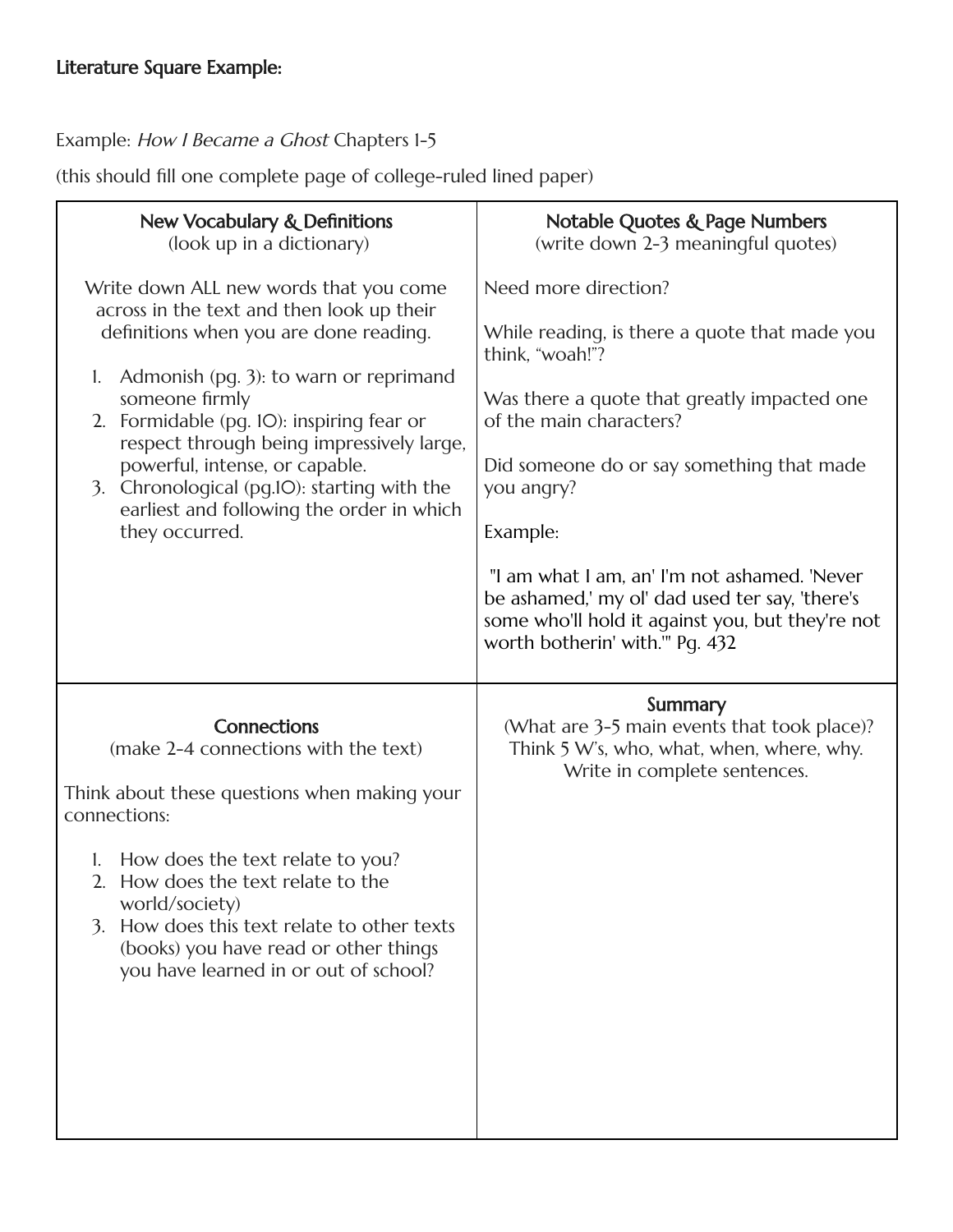**Literature Square Example:**

Example: *How I Became a Ghost* Chapters 1-5

(this should fill one complete page of college-ruled lined paper)

| New Vocabulary & Definitions<br>(look up in a dictionary) | Notable Quotes & Page Numbers<br>(write down 2-3 meaningful quotes) |
|---|---|
| Write down ALL new words that you come across in the text and then look up their definitions when you are done reading.<br><br>1. Admonish (pg. 3): to warn or reprimand someone firmly<br>2. Formidable (pg. 10): inspiring fear or respect through being impressively large, powerful, intense, or capable.<br>3. Chronological (pg.10): starting with the earliest and following the order in which they occurred. | Need more direction?<br><br>While reading, is there a quote that made you think, "woah!"?<br><br>Was there a quote that greatly impacted one of the main characters?<br><br>Did someone do or say something that made you angry?<br><br>Example:<br><br>"I am what I am, an' I'm not ashamed. 'Never be ashamed,' my ol' dad used ter say, 'there's some who'll hold it against you, but they're not worth botherin' with.'" Pg. 432 |
| **Connections**<br>(make 2-4 connections with the text)<br><br>Think about these questions when making your connections:<br><br>1. How does the text relate to you?<br>2. How does the text relate to the world/society)<br>3. How does this text relate to other texts (books) you have read or other things you have learned in or out of school? | **Summary**<br>(What are 3-5 main events that took place)?<br>Think 5 W's, who, what, when, where, why.<br>Write in complete sentences. |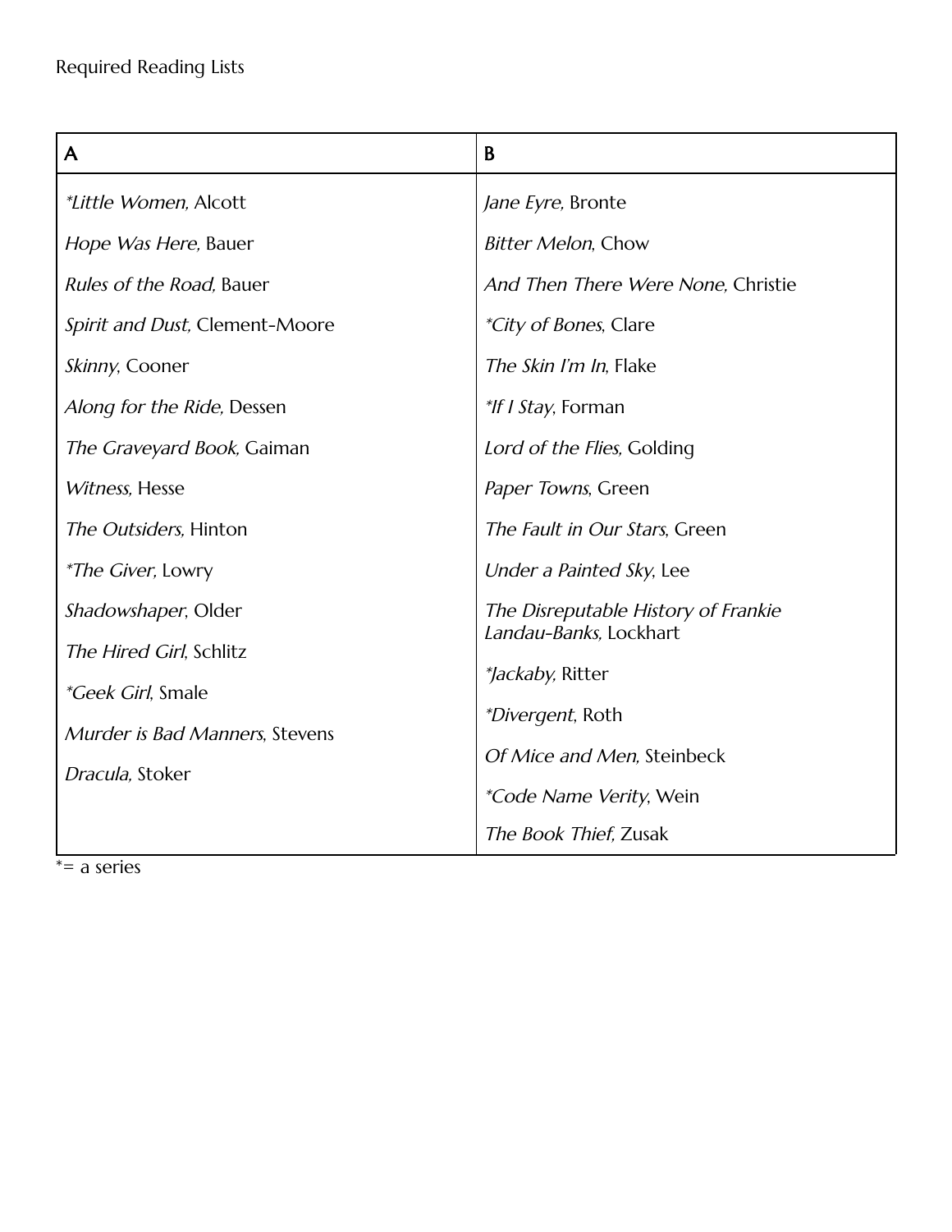Required Reading Lists

| A | B |
|---|---|
| **Little Women*, Alcott | *Jane Eyre*, Bronte |
| *Hope Was Here*, Bauer | *Bitter Melon*, Chow |
| *Rules of the Road*, Bauer | *And Then There Were None*, Christie |
| *Spirit and Dust*, Clement-Moore | **City of Bones*, Clare |
| *Skinny*, Cooner | *The Skin I'm In*, Flake |
| *Along for the Ride*, Dessen | **If I Stay*, Forman |
| *The Graveyard Book*, Gaiman | *Lord of the Flies*, Golding |
| *Witness*, Hesse | *Paper Towns*, Green |
| *The Outsiders*, Hinton | *The Fault in Our Stars*, Green |
| **The Giver*, Lowry | *Under a Painted Sky*, Lee |
| *Shadowshaper*, Older | *The Disreputable History of Frankie Landau-Banks*, Lockhart |
| *The Hired Girl*, Schlitz | **Jackaby*, Ritter |
| **Geek Girl*, Smale | **Divergent*, Roth |
| *Murder is Bad Manners*, Stevens | *Of Mice and Men*, Steinbeck |
| *Dracula*, Stoker | **Code Name Verity*, Wein |
| | *The Book Thief*, Zusak |

*= a series